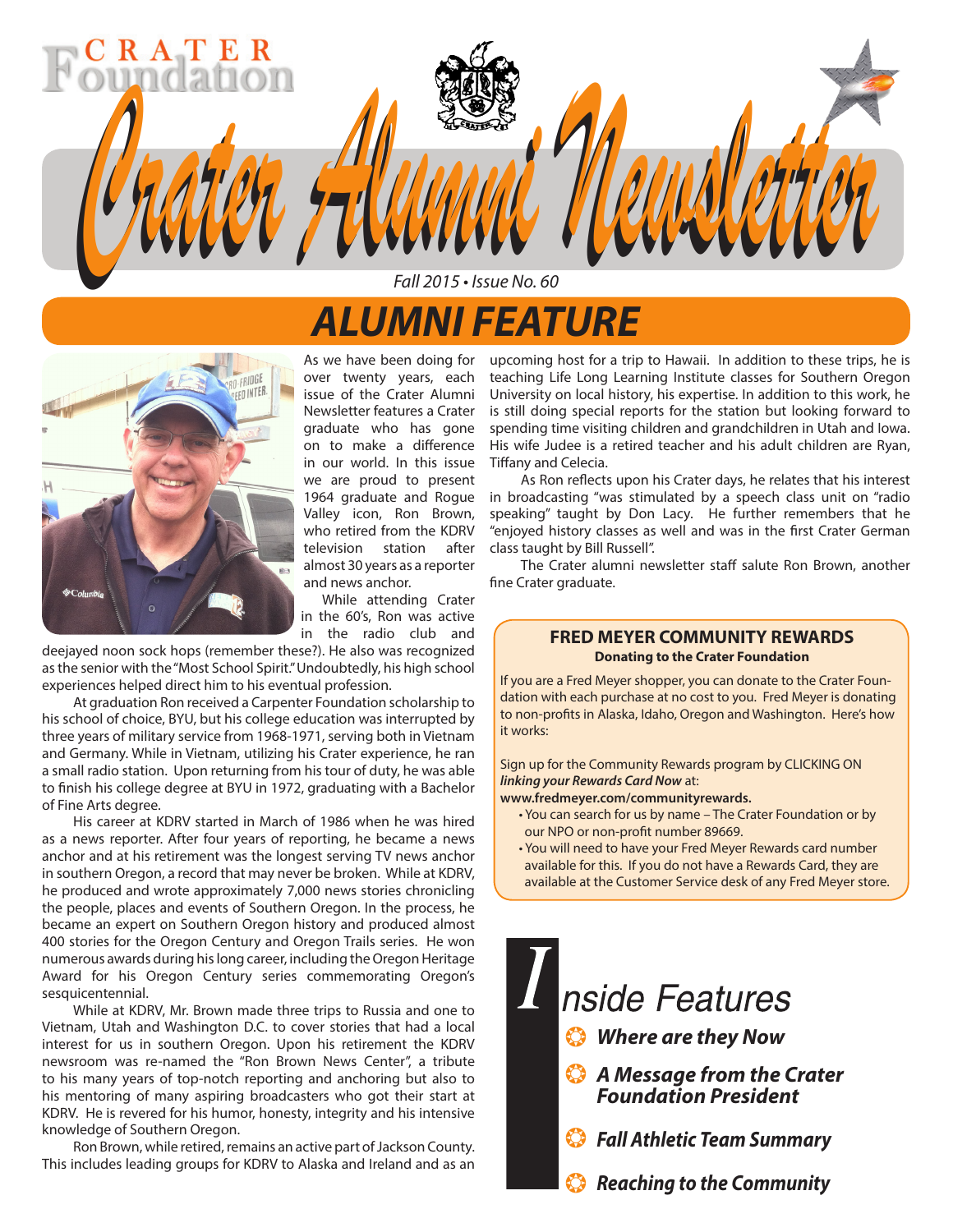CRATER Foundation

# Crater Alumni Newsletter

*Fall 2015 • Issue No. 60*

## ALUMNI FEATURE

As we have been doing for over twenty years, each issue of the Crater Alumni Newsletter features a Crater graduate who has gone on to make a difference in our world. In this issue we are proud to present 1964 graduate and Rogue Valley icon, Ron Brown, who retired from the KDRV television station after almost 30 years as a reporter and news anchor.

While attending Crater in the 60's, Ron was active in the radio club and deejayed noon sock hops (remember these?). He also was recognized as the senior with the "Most School Spirit." Undoubtedly, his high school experiences helped direct him to his eventual profession.

At graduation Ron received a Carpenter Foundation scholarship to his school of choice, BYU, but his college education was interrupted by three years of military service from 1968-1971, serving both in Vietnam and Germany. While in Vietnam, utilizing his Crater experience, he ran a small radio station. Upon returning from his tour of duty, he was able to finish his college degree at BYU in 1972, graduating with a Bachelor of Fine Arts degree.

His career at KDRV started in March of 1986 when he was hired as a news reporter. After four years of reporting, he became a news anchor and at his retirement was the longest serving TV news anchor in southern Oregon, a record that may never be broken. While at KDRV, he produced and wrote approximately 7,000 news stories chronicling the people, places and events of Southern Oregon. In the process, he became an expert on Southern Oregon history and produced almost 400 stories for the Oregon Century and Oregon Trails series. He won numerous awards during his long career, including the Oregon Heritage Award for his Oregon Century series commemorating Oregon's sesquicentennial.

While at KDRV, Mr. Brown made three trips to Russia and one to Vietnam, Utah and Washington D.C. to cover stories that had a local interest for us in southern Oregon. Upon his retirement the KDRV newsroom was re-named the "Ron Brown News Center", a tribute to his many years of top-notch reporting and anchoring but also to his mentoring of many aspiring broadcasters who got their start at KDRV. He is revered for his humor, honesty, integrity and his intensive knowledge of Southern Oregon.

Ron Brown, while retired, remains an active part of Jackson County. This includes leading groups for KDRV to Alaska and Ireland and as an upcoming host for a trip to Hawaii. In addition to these trips, he is teaching Life Long Learning Institute classes for Southern Oregon University on local history, his expertise. In addition to this work, he is still doing special reports for the station but looking forward to spending time visiting children and grandchildren in Utah and Iowa. His wife Judee is a retired teacher and his adult children are Ryan, Tiffany and Celecia.

As Ron reflects upon his Crater days, he relates that his interest in broadcasting "was stimulated by a speech class unit on "radio speaking" taught by Don Lacy. He further remembers that he "enjoyed history classes as well and was in the first Crater German class taught by Bill Russell".

The Crater alumni newsletter staff salute Ron Brown, another fine Crater graduate.

### FRED MEYER COMMUNITY REWARDS

**Donating to the Crater Foundation**

If you are a Fred Meyer shopper, you can donate to the Crater Foundation with each purchase at no cost to you. Fred Meyer is donating to non-profits in Alaska, Idaho, Oregon and Washington. Here's how it works:

Sign up for the Community Rewards program by CLICKING ON ***linking your Rewards Card Now*** at:
**www.fredmeyer.com/communityrewards.**

- You can search for us by name – The Crater Foundation or by our NPO or non-profit number 89669.
- You will need to have your Fred Meyer Rewards card number available for this. If you do not have a Rewards Card, they are available at the Customer Service desk of any Fred Meyer store.

## Inside Features

- ***Where are they Now***
- ***A Message from the Crater Foundation President***
- ***Fall Athletic Team Summary***
- ***Reaching to the Community***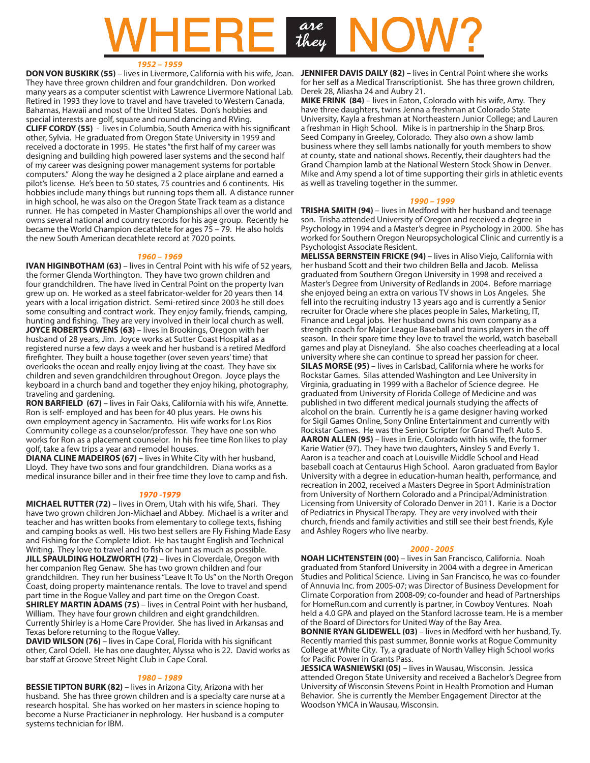# WHERE *are they* NOW?

### *1952 – 1959*

**DON VON BUSKIRK (55)** – lives in Livermore, California with his wife, Joan. They have three grown children and four grandchildren. Don worked many years as a computer scientist with Lawrence Livermore National Lab. Retired in 1993 they love to travel and have traveled to Western Canada, Bahamas, Hawaii and most of the United States. Don's hobbies and special interests are golf, square and round dancing and RVing.

**CLIFF CORDY (55)** - lives in Columbia, South America with his significant other, Sylvia. He graduated from Oregon State University in 1959 and received a doctorate in 1995. He states "the first half of my career was designing and building high powered laser systems and the second half of my career was designing power management systems for portable computers." Along the way he designed a 2 place airplane and earned a pilot's license. He's been to 50 states, 75 countries and 6 continents. His hobbies include many things but running tops them all. A distance runner in high school, he was also on the Oregon State Track team as a distance runner. He has competed in Master Championships all over the world and owns several national and country records for his age group. Recently he became the World Champion decathlete for ages 75 – 79. He also holds the new South American decathlete record at 7020 points.

### *1960 – 1969*

**IVAN HIGINBOTHAM (63)** – lives in Central Point with his wife of 52 years, the former Glenda Worthington. They have two grown children and four grandchildren. The have lived in Central Point on the property Ivan grew up on. He worked as a steel fabricator-welder for 20 years then 14 years with a local irrigation district. Semi-retired since 2003 he still does some consulting and contract work. They enjoy family, friends, camping, hunting and fishing. They are very involved in their local church as well.

**JOYCE ROBERTS OWENS (63)** – lives in Brookings, Oregon with her husband of 28 years, Jim. Joyce works at Sutter Coast Hospital as a registered nurse a few days a week and her husband is a retired Medford firefighter. They built a house together (over seven years' time) that overlooks the ocean and really enjoy living at the coast. They have six children and seven grandchildren throughout Oregon. Joyce plays the keyboard in a church band and together they enjoy hiking, photography, traveling and gardening.

**RON BARFIELD (67)** – lives in Fair Oaks, California with his wife, Annette. Ron is self- employed and has been for 40 plus years. He owns his own employment agency in Sacramento. His wife works for Los Rios Community college as a counselor/professor. They have one son who works for Ron as a placement counselor. In his free time Ron likes to play golf, take a few trips a year and remodel houses.

**DIANA CLINE MADEIROS (67)** – lives in White City with her husband, Lloyd. They have two sons and four grandchildren. Diana works as a medical insurance biller and in their free time they love to camp and fish.

### *1970 -1979*

**MICHAEL RUTTER (72)** – lives in Orem, Utah with his wife, Shari. They have two grown children Jon-Michael and Abbey. Michael is a writer and teacher and has written books from elementary to college texts, fishing and camping books as well. His two best sellers are Fly Fishing Made Easy and Fishing for the Complete Idiot. He has taught English and Technical Writing. They love to travel and to fish or hunt as much as possible.

**JILL SPAULDING HOLZWORTH (72)** – lives in Cloverdale, Oregon with her companion Reg Genaw. She has two grown children and four grandchildren. They run her business "Leave It To Us" on the North Oregon Coast, doing property maintenance rentals. The love to travel and spend part time in the Rogue Valley and part time on the Oregon Coast.

**SHIRLEY MARTIN ADAMS (75)** – lives in Central Point with her husband, William. They have four grown children and eight grandchildren. Currently Shirley is a Home Care Provider. She has lived in Arkansas and Texas before returning to the Rogue Valley.

**DAVID WILSON (76)** – lives in Cape Coral, Florida with his significant other, Carol Odell. He has one daughter, Alyssa who is 22. David works as bar staff at Groove Street Night Club in Cape Coral.

### *1980 – 1989*

**BESSIE TIPTON BURK (82)** – lives in Arizona City, Arizona with her husband. She has three grown children and is a specialty care nurse at a research hospital. She has worked on her masters in science hoping to become a Nurse Practicianer in nephrology. Her husband is a computer systems technician for IBM.

**JENNIFER DAVIS DAILY (82)** – lives in Central Point where she works for her self as a Medical Transcriptionist. She has three grown children, Derek 28, Aliasha 24 and Aubry 21.

**MIKE FRINK (84)** – lives in Eaton, Colorado with his wife, Amy. They have three daughters, twins Jenna a freshman at Colorado State University, Kayla a freshman at Northeastern Junior College; and Lauren a freshman in High School. Mike is in partnership in the Sharp Bros. Seed Company in Greeley, Colorado. They also own a show lamb business where they sell lambs nationally for youth members to show at county, state and national shows. Recently, their daughters had the Grand Champion lamb at the National Western Stock Show in Denver. Mike and Amy spend a lot of time supporting their girls in athletic events as well as traveling together in the summer.

### *1990 – 1999*

**TRISHA SMITH (94)** – lives in Medford with her husband and teenage son. Trisha attended University of Oregon and received a degree in Psychology in 1994 and a Master's degree in Psychology in 2000. She has worked for Southern Oregon Neuropsychological Clinic and currently is a Psychologist Associate Resident.

**MELISSA BERNSTEIN FRICKE (94)** – lives in Aliso Viejo, California with her husband Scott and their two children Bella and Jacob. Melissa graduated from Southern Oregon University in 1998 and received a Master's Degree from University of Redlands in 2004. Before marriage she enjoyed being an extra on various TV shows in Los Angeles. She fell into the recruiting industry 13 years ago and is currently a Senior recruiter for Oracle where she places people in Sales, Marketing, IT, Finance and Legal jobs. Her husband owns his own company as a strength coach for Major League Baseball and trains players in the off season. In their spare time they love to travel the world, watch baseball games and play at Disneyland. She also coaches cheerleading at a local university where she can continue to spread her passion for cheer.

**SILAS MORSE (95)** – lives in Carlsbad, California where he works for Rockstar Games. Silas attended Washington and Lee University in Virginia, graduating in 1999 with a Bachelor of Science degree. He graduated from University of Florida College of Medicine and was published in two different medical journals studying the affects of alcohol on the brain. Currently he is a game designer having worked for Sigil Games Online, Sony Online Entertainment and currently with Rockstar Games. He was the Senior Scripter for Grand Theft Auto 5.

**AARON ALLEN (95)** – lives in Erie, Colorado with his wife, the former Karie Watier (97). They have two daughters, Ainsley 5 and Everly 1. Aaron is a teacher and coach at Louisville Middle School and Head baseball coach at Centaurus High School. Aaron graduated from Baylor University with a degree in education-human health, performance, and recreation in 2002, received a Masters Degree in Sport Administration from University of Northern Colorado and a Principal/Administration Licensing from University of Colorado Denver in 2011. Karie is a Doctor of Pediatrics in Physical Therapy. They are very involved with their church, friends and family activities and still see their best friends, Kyle and Ashley Rogers who live nearby.

### *2000 - 2005*

**NOAH LICHTENSTEIN (00)** – lives in San Francisco, California. Noah graduated from Stanford University in 2004 with a degree in American Studies and Political Science. Living in San Francisco, he was co-founder of Annuvia Inc. from 2005-07; was Director of Business Development for Climate Corporation from 2008-09; co-founder and head of Partnerships for HomeRun.com and currently is partner, in Cowboy Ventures. Noah held a 4.0 GPA and played on the Stanford lacrosse team. He is a member of the Board of Directors for United Way of the Bay Area.

**BONNIE RYAN GLIDEWELL (03)** – lives in Medford with her husband, Ty. Recently married this past summer, Bonnie works at Rogue Community College at White City. Ty, a graduate of North Valley High School works for Pacific Power in Grants Pass.

**JESSICA WASNIEWSKI (05)** – lives in Wausau, Wisconsin. Jessica attended Oregon State University and received a Bachelor's Degree from University of Wisconsin Stevens Point in Health Promotion and Human Behavior. She is currently the Member Engagement Director at the Woodson YMCA in Wausau, Wisconsin.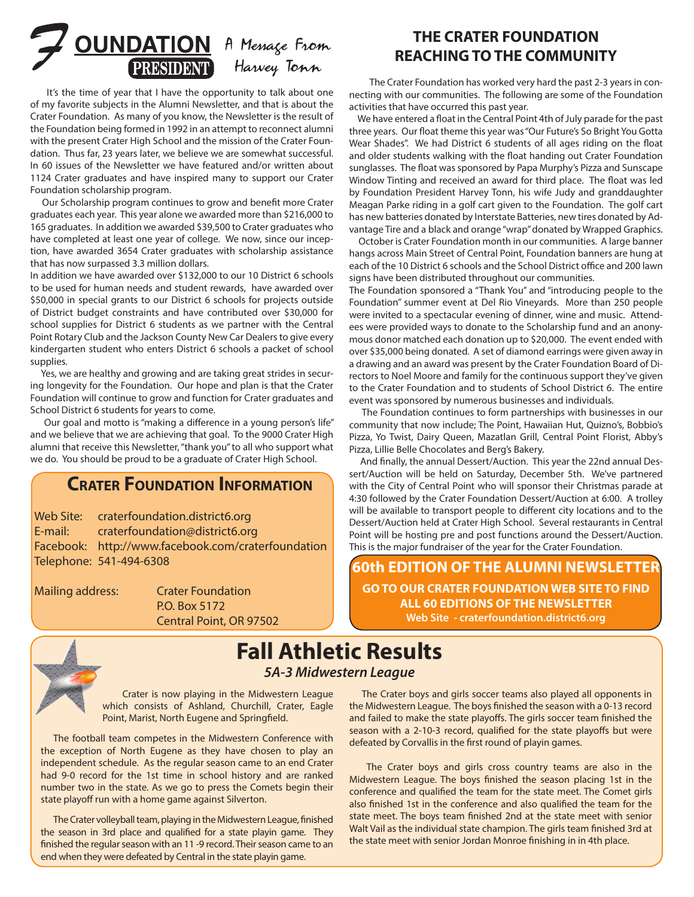# FOUNDATION PRESIDENT

*A Message From Harvey Tonn*

It's the time of year that I have the opportunity to talk about one of my favorite subjects in the Alumni Newsletter, and that is about the Crater Foundation. As many of you know, the Newsletter is the result of the Foundation being formed in 1992 in an attempt to reconnect alumni with the present Crater High School and the mission of the Crater Foundation. Thus far, 23 years later, we believe we are somewhat successful. In 60 issues of the Newsletter we have featured and/or written about 1124 Crater graduates and have inspired many to support our Crater Foundation scholarship program.

Our Scholarship program continues to grow and benefit more Crater graduates each year. This year alone we awarded more than $216,000 to 165 graduates. In addition we awarded $39,500 to Crater graduates who have completed at least one year of college. We now, since our inception, have awarded 3654 Crater graduates with scholarship assistance that has now surpassed 3.3 million dollars.

In addition we have awarded over $132,000 to our 10 District 6 schools to be used for human needs and student rewards, have awarded over $50,000 in special grants to our District 6 schools for projects outside of District budget constraints and have contributed over $30,000 for school supplies for District 6 students as we partner with the Central Point Rotary Club and the Jackson County New Car Dealers to give every kindergarten student who enters District 6 schools a packet of school supplies.

Yes, we are healthy and growing and are taking great strides in securing longevity for the Foundation. Our hope and plan is that the Crater Foundation will continue to grow and function for Crater graduates and School District 6 students for years to come.

Our goal and motto is "making a difference in a young person's life" and we believe that we are achieving that goal. To the 9000 Crater High alumni that receive this Newsletter, "thank you" to all who support what we do. You should be proud to be a graduate of Crater High School.

## Crater Foundation Information

Web Site: craterfoundation.district6.org
E-mail: craterfoundation@district6.org
Facebook: http://www.facebook.com/craterfoundation
Telephone: 541-494-6308

Mailing address: Crater Foundation
P.O. Box 5172
Central Point, OR 97502

# THE CRATER FOUNDATION REACHING TO THE COMMUNITY

The Crater Foundation has worked very hard the past 2-3 years in connecting with our communities. The following are some of the Foundation activities that have occurred this past year.

We have entered a float in the Central Point 4th of July parade for the past three years. Our float theme this year was "Our Future's So Bright You Gotta Wear Shades". We had District 6 students of all ages riding on the float and older students walking with the float handing out Crater Foundation sunglasses. The float was sponsored by Papa Murphy's Pizza and Sunscape Window Tinting and received an award for third place. The float was led by Foundation President Harvey Tonn, his wife Judy and granddaughter Meagan Parke riding in a golf cart given to the Foundation. The golf cart has new batteries donated by Interstate Batteries, new tires donated by Advantage Tire and a black and orange "wrap" donated by Wrapped Graphics.

October is Crater Foundation month in our communities. A large banner hangs across Main Street of Central Point, Foundation banners are hung at each of the 10 District 6 schools and the School District office and 200 lawn signs have been distributed throughout our communities.

The Foundation sponsored a "Thank You" and "introducing people to the Foundation" summer event at Del Rio Vineyards. More than 250 people were invited to a spectacular evening of dinner, wine and music. Attendees were provided ways to donate to the Scholarship fund and an anonymous donor matched each donation up to $20,000. The event ended with over $35,000 being donated. A set of diamond earrings were given away in a drawing and an award was present by the Crater Foundation Board of Directors to Noel Moore and family for the continuous support they've given to the Crater Foundation and to students of School District 6. The entire event was sponsored by numerous businesses and individuals.

The Foundation continues to form partnerships with businesses in our community that now include; The Point, Hawaiian Hut, Quizno's, Bobbio's Pizza, Yo Twist, Dairy Queen, Mazatlan Grill, Central Point Florist, Abby's Pizza, Lillie Belle Chocolates and Berg's Bakery.

And finally, the annual Dessert/Auction. This year the 22nd annual Dessert/Auction will be held on Saturday, December 5th. We've partnered with the City of Central Point who will sponsor their Christmas parade at 4:30 followed by the Crater Foundation Dessert/Auction at 6:00. A trolley will be available to transport people to different city locations and to the Dessert/Auction held at Crater High School. Several restaurants in Central Point will be hosting pre and post functions around the Dessert/Auction. This is the major fundraiser of the year for the Crater Foundation.

## 60th EDITION OF THE ALUMNI NEWSLETTER

**GO TO OUR CRATER FOUNDATION WEB SITE TO FIND ALL 60 EDITIONS OF THE NEWSLETTER**
**Web Site - craterfoundation.district6.org**

# Fall Athletic Results

### *5A-3 Midwestern League*

Crater is now playing in the Midwestern League which consists of Ashland, Churchill, Crater, Eagle Point, Marist, North Eugene and Springfield.

The football team competes in the Midwestern Conference with the exception of North Eugene as they have chosen to play an independent schedule. As the regular season came to an end Crater had 9-0 record for the 1st time in school history and are ranked number two in the state. As we go to press the Comets begin their state playoff run with a home game against Silverton.

The Crater volleyball team, playing in the Midwestern League, finished the season in 3rd place and qualified for a state playin game. They finished the regular season with an 11 -9 record. Their season came to an end when they were defeated by Central in the state playin game.

The Crater boys and girls soccer teams also played all opponents in the Midwestern League. The boys finished the season with a 0-13 record and failed to make the state playoffs. The girls soccer team finished the season with a 2-10-3 record, qualified for the state playoffs but were defeated by Corvallis in the first round of playin games.

The Crater boys and girls cross country teams are also in the Midwestern League. The boys finished the season placing 1st in the conference and qualified the team for the state meet. The Comet girls also finished 1st in the conference and also qualified the team for the state meet. The boys team finished 2nd at the state meet with senior Walt Vail as the individual state champion. The girls team finished 3rd at the state meet with senior Jordan Monroe finishing in in 4th place.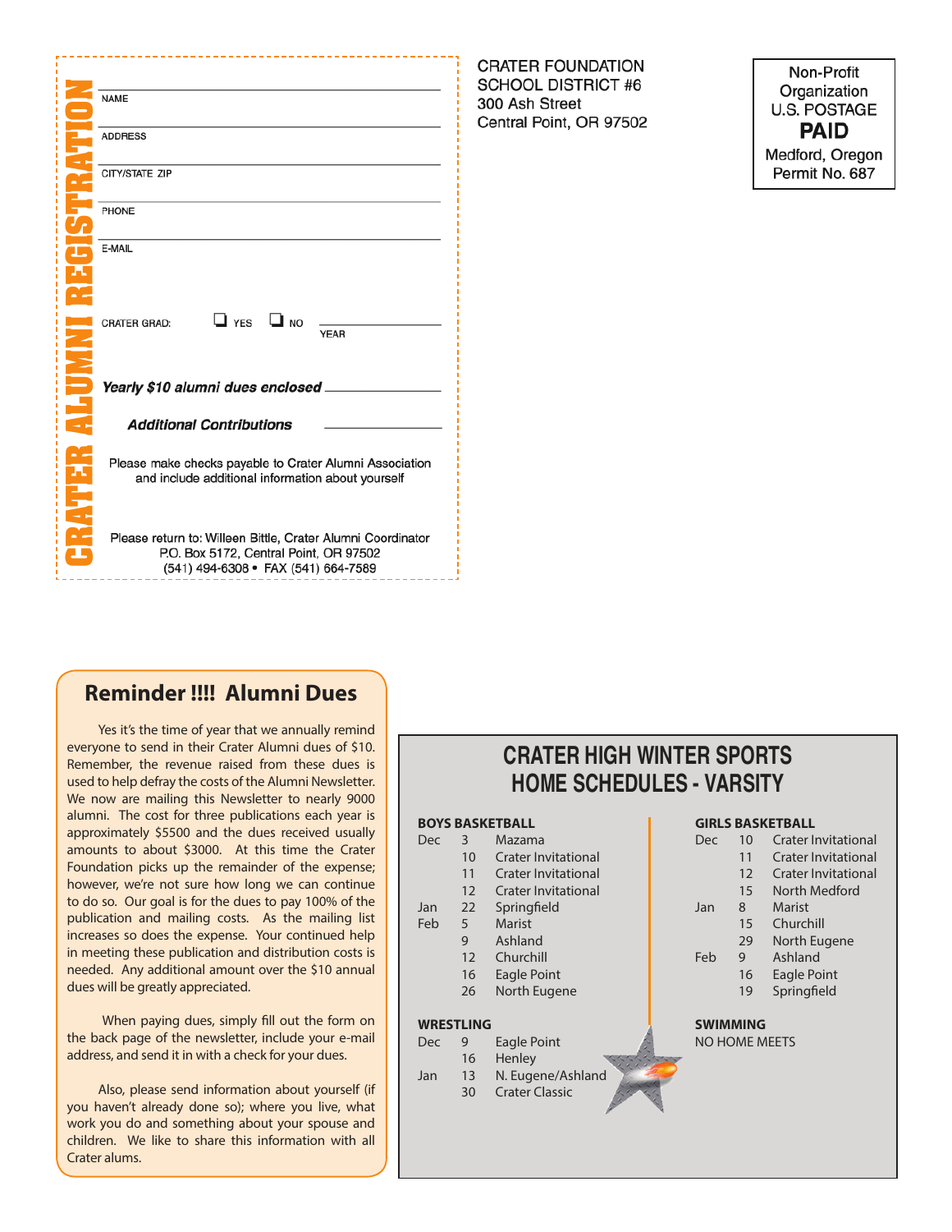## CRATER ALUMNI REGISTRATION

NAME

ADDRESS

CITY/STATE ZIP

PHONE

E-MAIL

CRATER GRAD: ❑ YES ❑ NO ______ YEAR

***Yearly $10 alumni dues enclosed*** ______

***Additional Contributions*** ______

Please make checks payable to Crater Alumni Association and include additional information about yourself

Please return to: Willeen Bittle, Crater Alumni Coordinator
P.O. Box 5172, Central Point, OR 97502
(541) 494-6308 • FAX (541) 664-7589

CRATER FOUNDATION
SCHOOL DISTRICT #6
300 Ash Street
Central Point, OR 97502

Non-Profit
Organization
U.S. POSTAGE
**PAID**
Medford, Oregon
Permit No. 687

## Reminder !!!! Alumni Dues

Yes it's the time of year that we annually remind everyone to send in their Crater Alumni dues of $10. Remember, the revenue raised from these dues is used to help defray the costs of the Alumni Newsletter. We now are mailing this Newsletter to nearly 9000 alumni. The cost for three publications each year is approximately $5500 and the dues received usually amounts to about $3000. At this time the Crater Foundation picks up the remainder of the expense; however, we're not sure how long we can continue to do so. Our goal is for the dues to pay 100% of the publication and mailing costs. As the mailing list increases so does the expense. Your continued help in meeting these publication and distribution costs is needed. Any additional amount over the $10 annual dues will be greatly appreciated.

When paying dues, simply fill out the form on the back page of the newsletter, include your e-mail address, and send it in with a check for your dues.

Also, please send information about yourself (if you haven't already done so); where you live, what work you do and something about your spouse and children. We like to share this information with all Crater alums.

## CRATER HIGH WINTER SPORTS HOME SCHEDULES - VARSITY

**BOYS BASKETBALL**

| | | |
|---|---|---|
| Dec | 3 | Mazama |
| | 10 | Crater Invitational |
| | 11 | Crater Invitational |
| | 12 | Crater Invitational |
| Jan | 22 | Springfield |
| Feb | 5 | Marist |
| | 9 | Ashland |
| | 12 | Churchill |
| | 16 | Eagle Point |
| | 26 | North Eugene |

**WRESTLING**

| | | |
|---|---|---|
| Dec | 9 | Eagle Point |
| | 16 | Henley |
| Jan | 13 | N. Eugene/Ashland |
| | 30 | Crater Classic |

**GIRLS BASKETBALL**

| | | |
|---|---|---|
| Dec | 10 | Crater Invitational |
| | 11 | Crater Invitational |
| | 12 | Crater Invitational |
| | 15 | North Medford |
| Jan | 8 | Marist |
| | 15 | Churchill |
| | 29 | North Eugene |
| Feb | 9 | Ashland |
| | 16 | Eagle Point |
| | 19 | Springfield |

**SWIMMING**

NO HOME MEETS